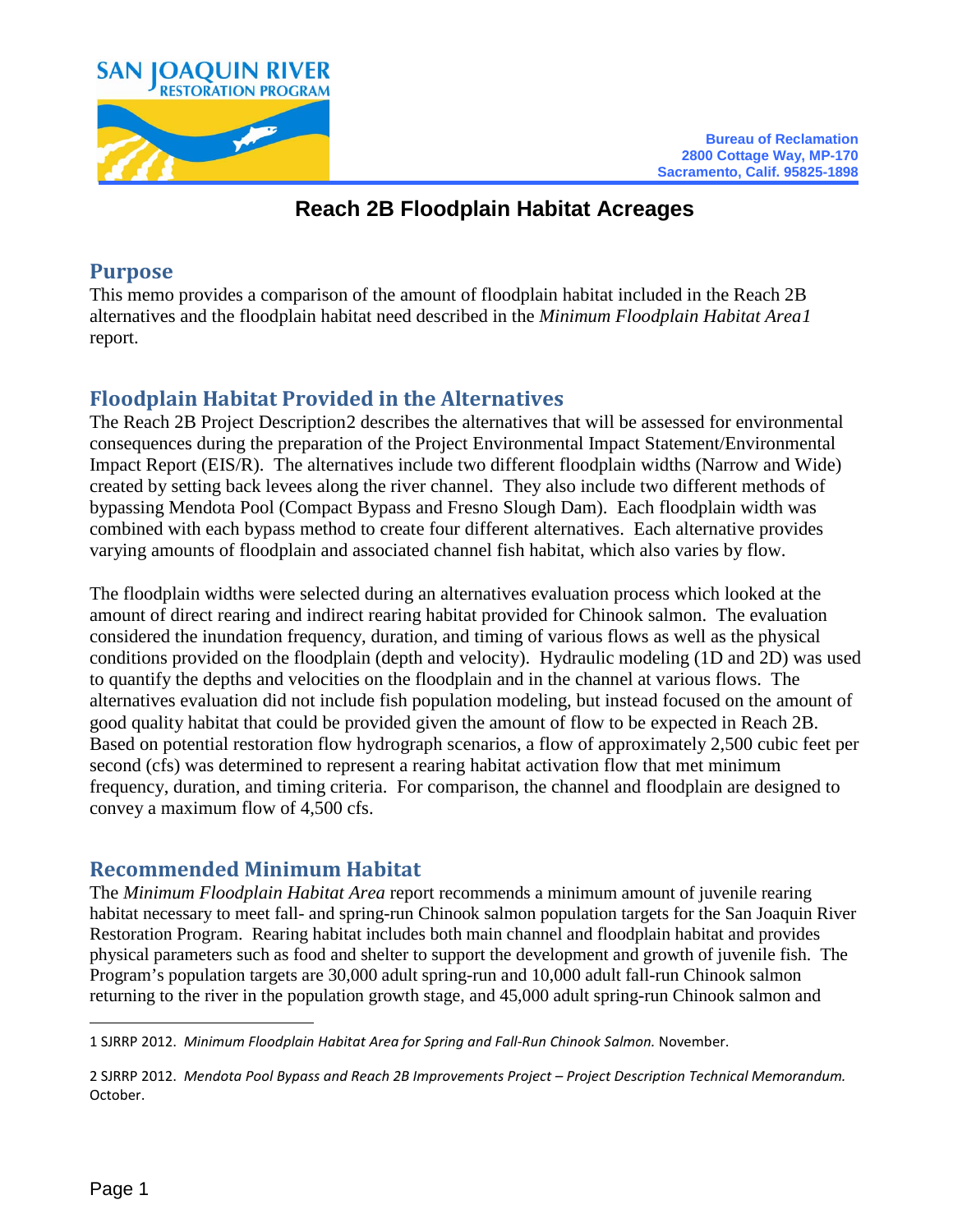SAN JOAQUIN RIVER RESTORATION PROGRAM

Bureau of Reclamation
2800 Cottage Way, MP-170
Sacramento, Calif. 95825-1898

# Reach 2B Floodplain Habitat Acreages

## Purpose

This memo provides a comparison of the amount of floodplain habitat included in the Reach 2B alternatives and the floodplain habitat need described in the *Minimum Floodplain Habitat Area*[1] report.

## Floodplain Habitat Provided in the Alternatives

The Reach 2B Project Description[2] describes the alternatives that will be assessed for environmental consequences during the preparation of the Project Environmental Impact Statement/Environmental Impact Report (EIS/R). The alternatives include two different floodplain widths (Narrow and Wide) created by setting back levees along the river channel. They also include two different methods of bypassing Mendota Pool (Compact Bypass and Fresno Slough Dam). Each floodplain width was combined with each bypass method to create four different alternatives. Each alternative provides varying amounts of floodplain and associated channel fish habitat, which also varies by flow.

The floodplain widths were selected during an alternatives evaluation process which looked at the amount of direct rearing and indirect rearing habitat provided for Chinook salmon. The evaluation considered the inundation frequency, duration, and timing of various flows as well as the physical conditions provided on the floodplain (depth and velocity). Hydraulic modeling (1D and 2D) was used to quantify the depths and velocities on the floodplain and in the channel at various flows. The alternatives evaluation did not include fish population modeling, but instead focused on the amount of good quality habitat that could be provided given the amount of flow to be expected in Reach 2B. Based on potential restoration flow hydrograph scenarios, a flow of approximately 2,500 cubic feet per second (cfs) was determined to represent a rearing habitat activation flow that met minimum frequency, duration, and timing criteria. For comparison, the channel and floodplain are designed to convey a maximum flow of 4,500 cfs.

## Recommended Minimum Habitat

The *Minimum Floodplain Habitat Area* report recommends a minimum amount of juvenile rearing habitat necessary to meet fall- and spring-run Chinook salmon population targets for the San Joaquin River Restoration Program. Rearing habitat includes both main channel and floodplain habitat and provides physical parameters such as food and shelter to support the development and growth of juvenile fish. The Program's population targets are 30,000 adult spring-run and 10,000 adult fall-run Chinook salmon returning to the river in the population growth stage, and 45,000 adult spring-run Chinook salmon and

---

1 SJRRP 2012. *Minimum Floodplain Habitat Area for Spring and Fall-Run Chinook Salmon.* November.

2 SJRRP 2012. *Mendota Pool Bypass and Reach 2B Improvements Project – Project Description Technical Memorandum.* October.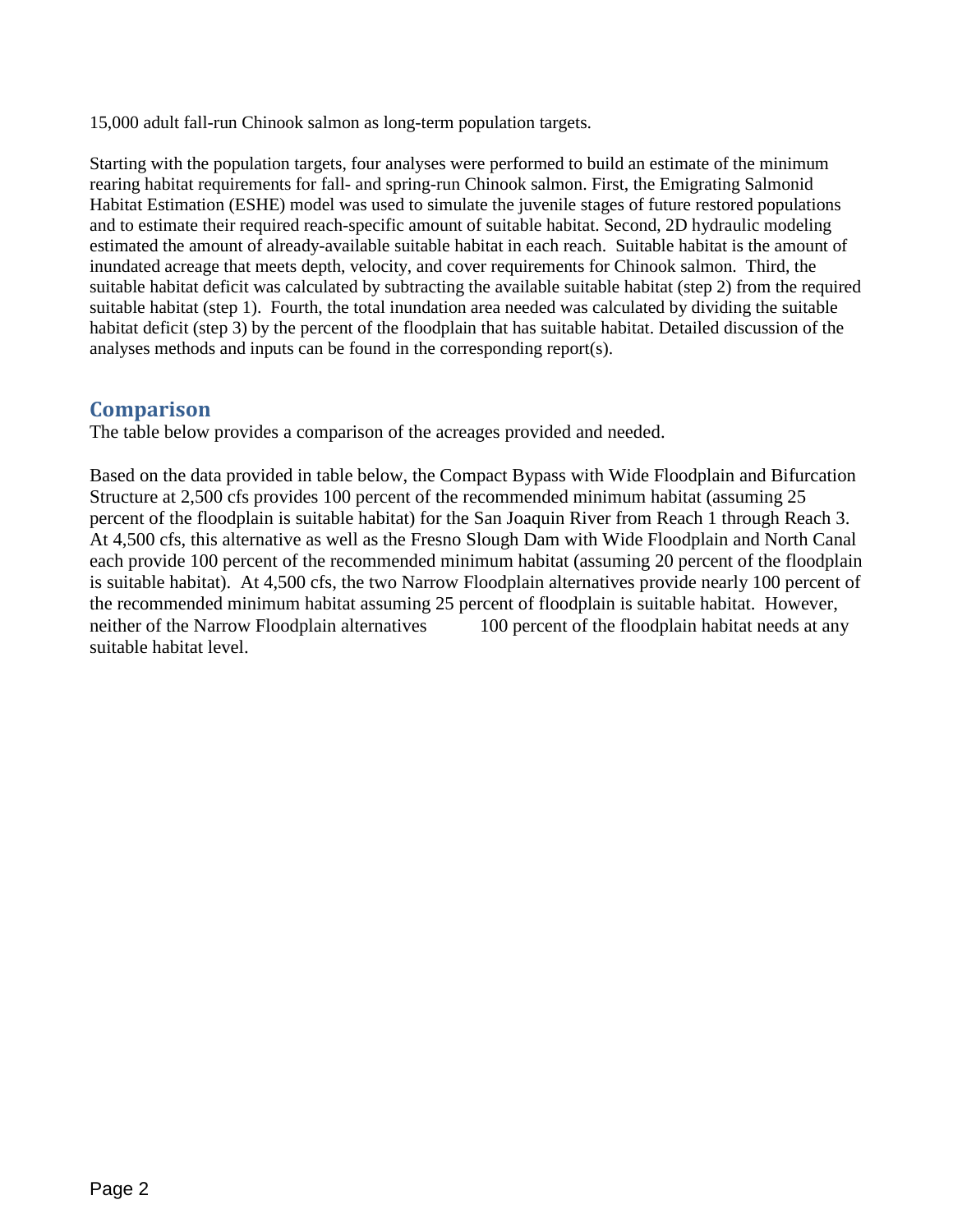15,000 adult fall-run Chinook salmon as long-term population targets.

Starting with the population targets, four analyses were performed to build an estimate of the minimum rearing habitat requirements for fall- and spring-run Chinook salmon. First, the Emigrating Salmonid Habitat Estimation (ESHE) model was used to simulate the juvenile stages of future restored populations and to estimate their required reach-specific amount of suitable habitat. Second, 2D hydraulic modeling estimated the amount of already-available suitable habitat in each reach. Suitable habitat is the amount of inundated acreage that meets depth, velocity, and cover requirements for Chinook salmon. Third, the suitable habitat deficit was calculated by subtracting the available suitable habitat (step 2) from the required suitable habitat (step 1). Fourth, the total inundation area needed was calculated by dividing the suitable habitat deficit (step 3) by the percent of the floodplain that has suitable habitat. Detailed discussion of the analyses methods and inputs can be found in the corresponding report(s).

## Comparison

The table below provides a comparison of the acreages provided and needed.

Based on the data provided in table below, the Compact Bypass with Wide Floodplain and Bifurcation Structure at 2,500 cfs provides 100 percent of the recommended minimum habitat (assuming 25 percent of the floodplain is suitable habitat) for the San Joaquin River from Reach 1 through Reach 3. At 4,500 cfs, this alternative as well as the Fresno Slough Dam with Wide Floodplain and North Canal each provide 100 percent of the recommended minimum habitat (assuming 20 percent of the floodplain is suitable habitat). At 4,500 cfs, the two Narrow Floodplain alternatives provide nearly 100 percent of the recommended minimum habitat assuming 25 percent of floodplain is suitable habitat. However, neither of the Narrow Floodplain alternatives 100 percent of the floodplain habitat needs at any suitable habitat level.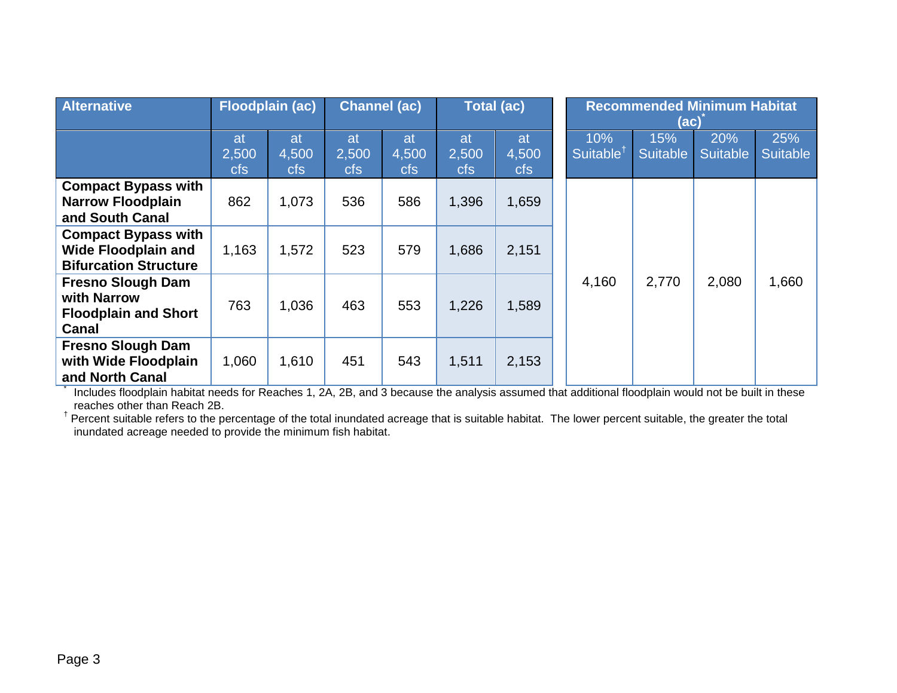| Alternative | Floodplain (ac) | | Channel (ac) | | Total (ac) | | Recommended Minimum Habitat (ac)[*] | | | |
|---|---|---|---|---|---|---|---|---|---|---|
| | at 2,500 cfs | at 4,500 cfs | at 2,500 cfs | at 4,500 cfs | at 2,500 cfs | at 4,500 cfs | 10% Suitable[†] | 15% Suitable | 20% Suitable | 25% Suitable |
| **Compact Bypass with Narrow Floodplain and South Canal** | 862 | 1,073 | 536 | 586 | 1,396 | 1,659 | 4,160 | 2,770 | 2,080 | 1,660 |
| **Compact Bypass with Wide Floodplain and Bifurcation Structure** | 1,163 | 1,572 | 523 | 579 | 1,686 | 2,151 | | | | |
| **Fresno Slough Dam with Narrow Floodplain and Short Canal** | 763 | 1,036 | 463 | 553 | 1,226 | 1,589 | | | | |
| **Fresno Slough Dam with Wide Floodplain and North Canal** | 1,060 | 1,610 | 451 | 543 | 1,511 | 2,153 | | | | |

[*] Includes floodplain habitat needs for Reaches 1, 2A, 2B, and 3 because the analysis assumed that additional floodplain would not be built in these reaches other than Reach 2B.

[†] Percent suitable refers to the percentage of the total inundated acreage that is suitable habitat. The lower percent suitable, the greater the total inundated acreage needed to provide the minimum fish habitat.